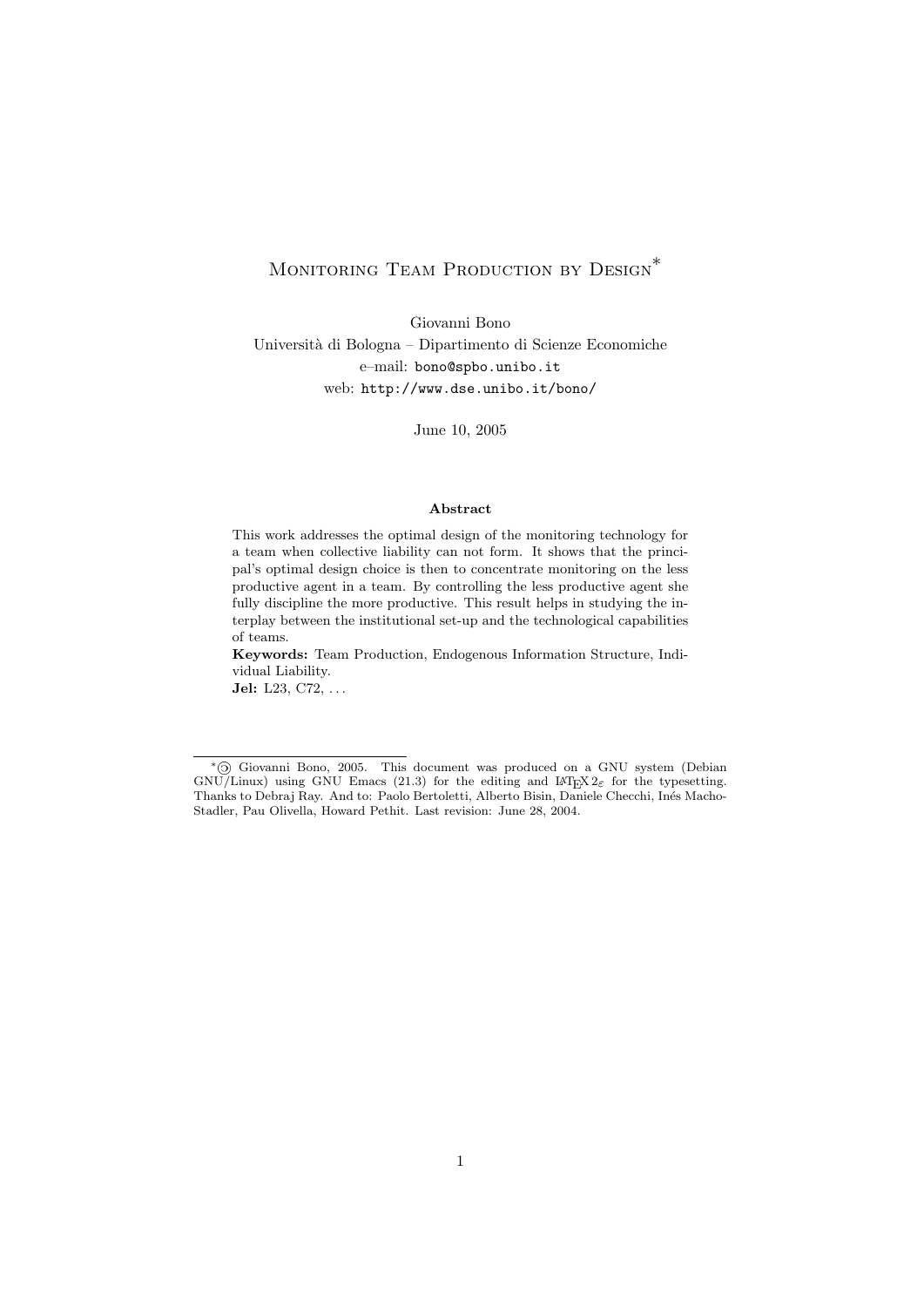# Monitoring Team Production by Design*

Giovanni Bono
Università di Bologna – Dipartimento di Scienze Economiche
e–mail: bono@spbo.unibo.it
web: http://www.dse.unibo.it/bono/

June 10, 2005

**Abstract**

This work addresses the optimal design of the monitoring technology for a team when collective liability can not form. It shows that the principal's optimal design choice is then to concentrate monitoring on the less productive agent in a team. By controlling the less productive agent she fully discipline the more productive. This result helps in studying the interplay between the institutional set-up and the technological capabilities of teams.

**Keywords:** Team Production, Endogenous Information Structure, Individual Liability.
**Jel:** L23, C72, ...

---

*ⓒ Giovanni Bono, 2005. This document was produced on a GNU system (Debian GNU/Linux) using GNU Emacs (21.3) for the editing and LaTeX $2_\varepsilon$ for the typesetting. Thanks to Debraj Ray. And to: Paolo Bertoletti, Alberto Bisin, Daniele Checchi, Inés Macho-Stadler, Pau Olivella, Howard Pethit. Last revision: June 28, 2004.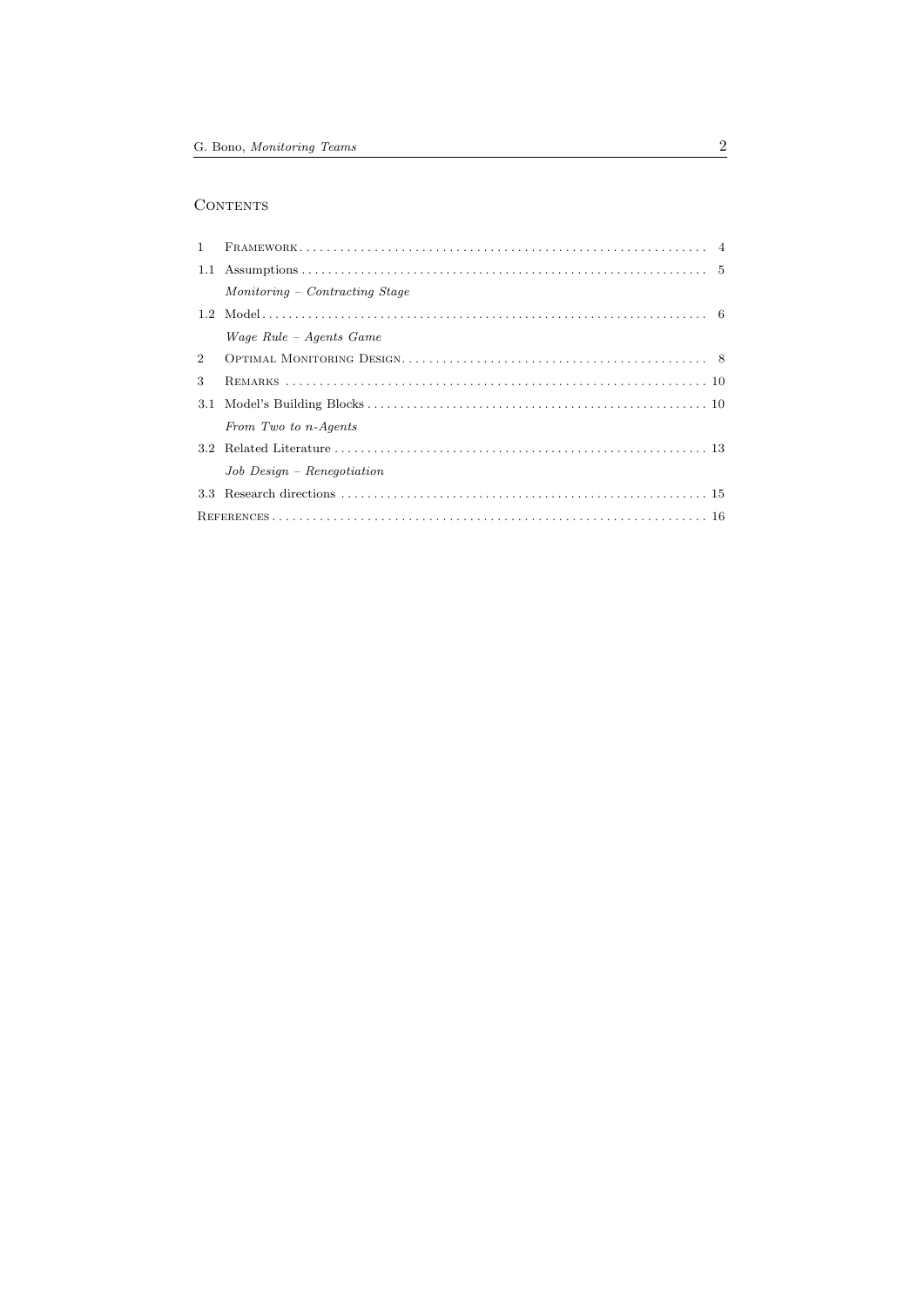## Contents

| | | |
|---|---|---|
| 1 | Framework | 4 |
| 1.1 | Assumptions | 5 |
| | *Monitoring – Contracting Stage* | |
| 1.2 | Model | 6 |
| | *Wage Rule – Agents Game* | |
| 2 | Optimal Monitoring Design | 8 |
| 3 | Remarks | 10 |
| 3.1 | Model's Building Blocks | 10 |
| | *From Two to n-Agents* | |
| 3.2 | Related Literature | 13 |
| | *Job Design – Renegotiation* | |
| 3.3 | Research directions | 15 |
| | References | 16 |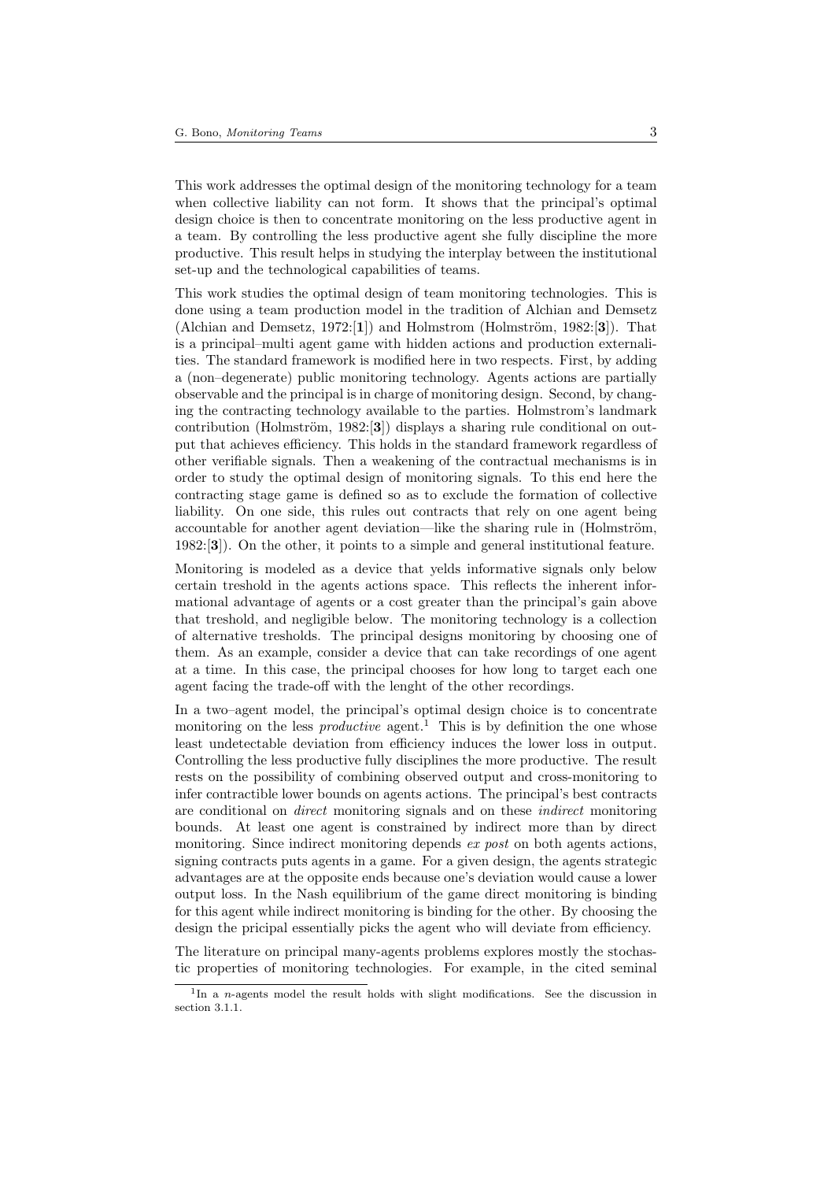This work addresses the optimal design of the monitoring technology for a team when collective liability can not form. It shows that the principal's optimal design choice is then to concentrate monitoring on the less productive agent in a team. By controlling the less productive agent she fully discipline the more productive. This result helps in studying the interplay between the institutional set-up and the technological capabilities of teams.

This work studies the optimal design of team monitoring technologies. This is done using a team production model in the tradition of Alchian and Demsetz (Alchian and Demsetz, 1972:[**1**]) and Holmstrom (Holmström, 1982:[**3**]). That is a principal–multi agent game with hidden actions and production externalities. The standard framework is modified here in two respects. First, by adding a (non–degenerate) public monitoring technology. Agents actions are partially observable and the principal is in charge of monitoring design. Second, by changing the contracting technology available to the parties. Holmstrom's landmark contribution (Holmström, 1982:[**3**]) displays a sharing rule conditional on output that achieves efficiency. This holds in the standard framework regardless of other verifiable signals. Then a weakening of the contractual mechanisms is in order to study the optimal design of monitoring signals. To this end here the contracting stage game is defined so as to exclude the formation of collective liability. On one side, this rules out contracts that rely on one agent being accountable for another agent deviation—like the sharing rule in (Holmström, 1982:[**3**]). On the other, it points to a simple and general institutional feature.

Monitoring is modeled as a device that yelds informative signals only below certain treshold in the agents actions space. This reflects the inherent informational advantage of agents or a cost greater than the principal's gain above that treshold, and negligible below. The monitoring technology is a collection of alternative tresholds. The principal designs monitoring by choosing one of them. As an example, consider a device that can take recordings of one agent at a time. In this case, the principal chooses for how long to target each one agent facing the trade-off with the lenght of the other recordings.

In a two–agent model, the principal's optimal design choice is to concentrate monitoring on the less *productive* agent.[1] This is by definition the one whose least undetectable deviation from efficiency induces the lower loss in output. Controlling the less productive fully disciplines the more productive. The result rests on the possibility of combining observed output and cross-monitoring to infer contractible lower bounds on agents actions. The principal's best contracts are conditional on *direct* monitoring signals and on these *indirect* monitoring bounds. At least one agent is constrained by indirect more than by direct monitoring. Since indirect monitoring depends *ex post* on both agents actions, signing contracts puts agents in a game. For a given design, the agents strategic advantages are at the opposite ends because one's deviation would cause a lower output loss. In the Nash equilibrium of the game direct monitoring is binding for this agent while indirect monitoring is binding for the other. By choosing the design the pricipal essentially picks the agent who will deviate from efficiency.

The literature on principal many-agents problems explores mostly the stochastic properties of monitoring technologies. For example, in the cited seminal

[1] In a $n$-agents model the result holds with slight modifications. See the discussion in section 3.1.1.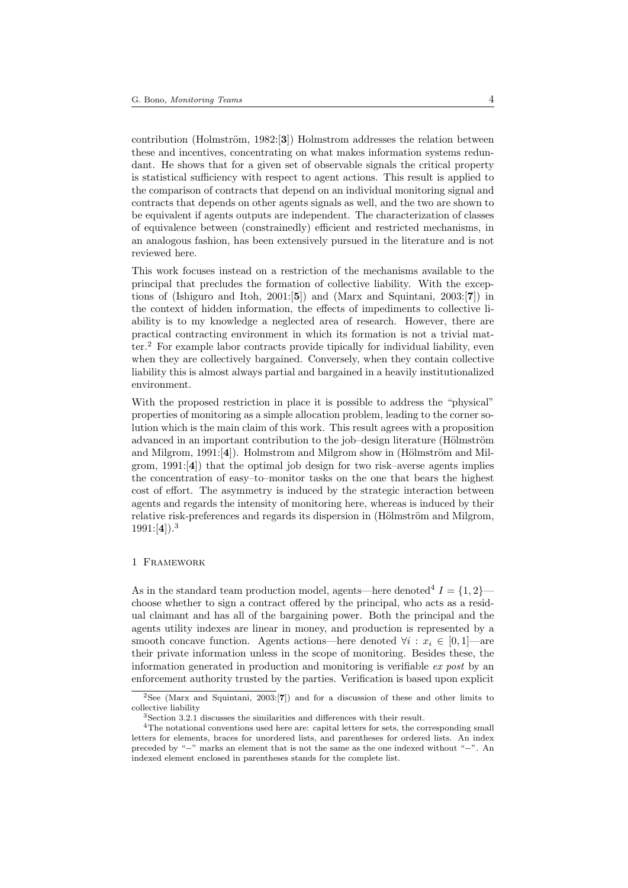contribution (Holmström, 1982:[**3**]) Holmstrom addresses the relation between these and incentives, concentrating on what makes information systems redundant. He shows that for a given set of observable signals the critical property is statistical sufficiency with respect to agent actions. This result is applied to the comparison of contracts that depend on an individual monitoring signal and contracts that depends on other agents signals as well, and the two are shown to be equivalent if agents outputs are independent. The characterization of classes of equivalence between (constrainedly) efficient and restricted mechanisms, in an analogous fashion, has been extensively pursued in the literature and is not reviewed here.

This work focuses instead on a restriction of the mechanisms available to the principal that precludes the formation of collective liability. With the exceptions of (Ishiguro and Itoh, 2001:[**5**]) and (Marx and Squintani, 2003:[**7**]) in the context of hidden information, the effects of impediments to collective liability is to my knowledge a neglected area of research. However, there are practical contracting environment in which its formation is not a trivial matter.[2] For example labor contracts provide tipically for individual liability, even when they are collectively bargained. Conversely, when they contain collective liability this is almost always partial and bargained in a heavily institutionalized environment.

With the proposed restriction in place it is possible to address the "physical" properties of monitoring as a simple allocation problem, leading to the corner solution which is the main claim of this work. This result agrees with a proposition advanced in an important contribution to the job–design literature (Hölmström and Milgrom, 1991:[**4**]). Holmstrom and Milgrom show in (Hölmström and Milgrom, 1991:[**4**]) that the optimal job design for two risk–averse agents implies the concentration of easy–to–monitor tasks on the one that bears the highest cost of effort. The asymmetry is induced by the strategic interaction between agents and regards the intensity of monitoring here, whereas is induced by their relative risk-preferences and regards its dispersion in (Hölmström and Milgrom, 1991:[**4**]).[3]

## 1 Framework

As in the standard team production model, agents—here denoted[4] $I = \{1, 2\}$—choose whether to sign a contract offered by the principal, who acts as a residual claimant and has all of the bargaining power. Both the principal and the agents utility indexes are linear in money, and production is represented by a smooth concave function. Agents actions—here denoted $\forall i : x_i \in [0, 1]$—are their private information unless in the scope of monitoring. Besides these, the information generated in production and monitoring is verifiable *ex post* by an enforcement authority trusted by the parties. Verification is based upon explicit

---

[2] See (Marx and Squintani, 2003:[**7**]) and for a discussion of these and other limits to collective liability

[3] Section 3.2.1 discusses the similarities and differences with their result.

[4] The notational conventions used here are: capital letters for sets, the corresponding small letters for elements, braces for unordered lists, and parentheses for ordered lists. An index preceded by "−" marks an element that is not the same as the one indexed without "−". An indexed element enclosed in parentheses stands for the complete list.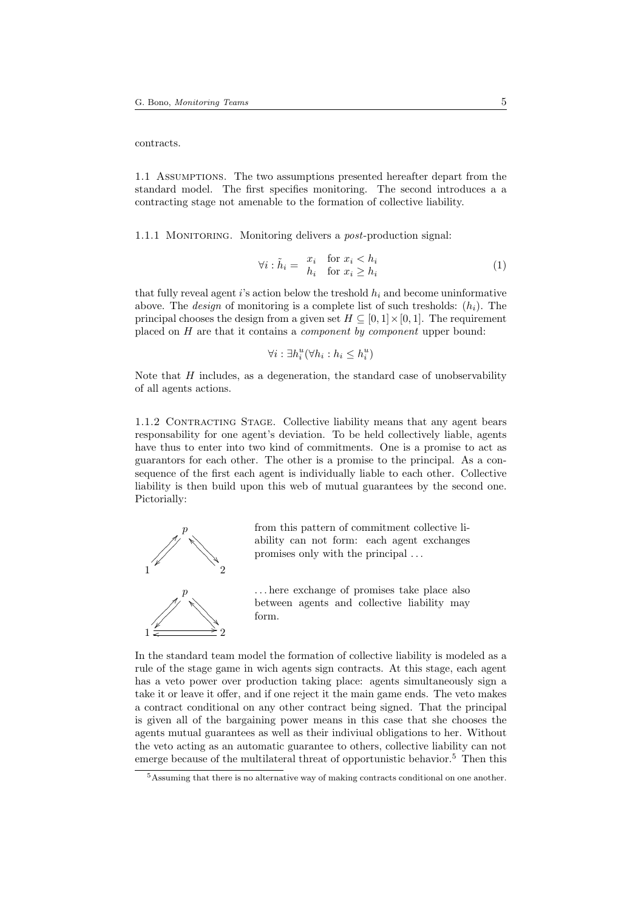contracts.

1.1 Assumptions. The two assumptions presented hereafter depart from the standard model. The first specifies monitoring. The second introduces a a contracting stage not amenable to the formation of collective liability.

1.1.1 Monitoring. Monitoring delivers a *post*-production signal:

$$\forall i : \tilde{h}_i = \begin{array}{ll} x_i & \text{for } x_i < h_i \\ h_i & \text{for } x_i \geq h_i \end{array} \tag{1}$$

that fully reveal agent $i$'s action below the treshold $h_i$ and become uninformative above. The *design* of monitoring is a complete list of such tresholds: $(h_i)$. The principal chooses the design from a given set $H \subseteq [0,1] \times [0,1]$. The requirement placed on $H$ are that it contains a *component by component* upper bound:

$$\forall i : \exists h_i^u (\forall h_i : h_i \leq h_i^u)$$

Note that $H$ includes, as a degeneration, the standard case of unobservability of all agents actions.

1.1.2 Contracting Stage. Collective liability means that any agent bears responsability for one agent's deviation. To be held collectively liable, agents have thus to enter into two kind of commitments. One is a promise to act as guarantors for each other. The other is a promise to the principal. As a consequence of the first each agent is individually liable to each other. Collective liability is then build upon this web of mutual guarantees by the second one. Pictorially:

from this pattern of commitment collective liability can not form: each agent exchanges promises only with the principal ...

... here exchange of promises take place also between agents and collective liability may form.

In the standard team model the formation of collective liability is modeled as a rule of the stage game in wich agents sign contracts. At this stage, each agent has a veto power over production taking place: agents simultaneously sign a take it or leave it offer, and if one reject it the main game ends. The veto makes a contract conditional on any other contract being signed. That the principal is given all of the bargaining power means in this case that she chooses the agents mutual guarantees as well as their indiviual obligations to her. Without the veto acting as an automatic guarantee to others, collective liability can not emerge because of the multilateral threat of opportunistic behavior.[5] Then this

[5] Assuming that there is no alternative way of making contracts conditional on one another.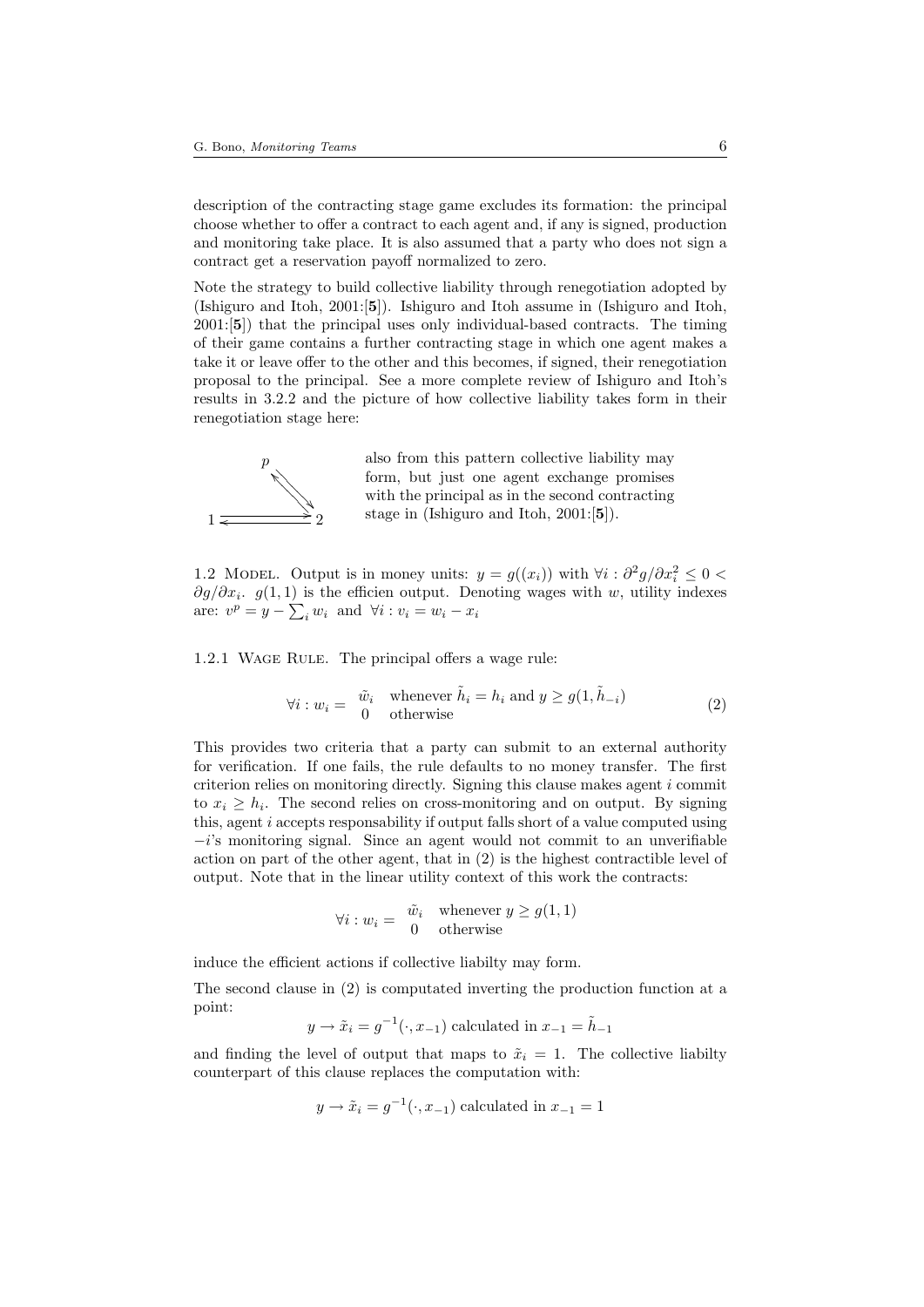description of the contracting stage game excludes its formation: the principal choose whether to offer a contract to each agent and, if any is signed, production and monitoring take place. It is also assumed that a party who does not sign a contract get a reservation payoff normalized to zero.

Note the strategy to build collective liability through renegotiation adopted by (Ishiguro and Itoh, 2001:[**5**]). Ishiguro and Itoh assume in (Ishiguro and Itoh, 2001:[**5**]) that the principal uses only individual-based contracts. The timing of their game contains a further contracting stage in which one agent makes a take it or leave offer to the other and this becomes, if signed, their renegotiation proposal to the principal. See a more complete review of Ishiguro and Itoh's results in 3.2.2 and the picture of how collective liability takes form in their renegotiation stage here:

also from this pattern collective liability may form, but just one agent exchange promises with the principal as in the second contracting stage in (Ishiguro and Itoh, 2001:[**5**]).

1.2 Model. Output is in money units: $y = g((x_i))$ with $\forall i : \partial^2 g/\partial x_i^2 \leq 0 < \partial g/\partial x_i$. $g(1,1)$ is the efficien output. Denoting wages with $w$, utility indexes are: $v^p = y - \sum_i w_i$ and $\forall i : v_i = w_i - x_i$

1.2.1 Wage Rule. The principal offers a wage rule:

$$\forall i : w_i = \begin{array}{ll} \tilde{w}_i & \text{whenever } \tilde{h}_i = h_i \text{ and } y \geq g(1, \tilde{h}_{-i}) \\ 0 & \text{otherwise} \end{array} \tag{2}$$

This provides two criteria that a party can submit to an external authority for verification. If one fails, the rule defaults to no money transfer. The first criterion relies on monitoring directly. Signing this clause makes agent $i$ commit to $x_i \geq h_i$. The second relies on cross-monitoring and on output. By signing this, agent $i$ accepts responsability if output falls short of a value computed using $-i$'s monitoring signal. Since an agent would not commit to an unverifiable action on part of the other agent, that in (2) is the highest contractible level of output. Note that in the linear utility context of this work the contracts:

$$\forall i : w_i = \begin{array}{ll} \tilde{w}_i & \text{whenever } y \geq g(1,1) \\ 0 & \text{otherwise} \end{array}$$

induce the efficient actions if collective liabilty may form.

The second clause in (2) is computated inverting the production function at a point:

$$y \to \tilde{x}_i = g^{-1}(\cdot, x_{-1}) \text{ calculated in } x_{-1} = \tilde{h}_{-1}$$

and finding the level of output that maps to $\tilde{x}_i = 1$. The collective liabilty counterpart of this clause replaces the computation with:

$$y \to \tilde{x}_i = g^{-1}(\cdot, x_{-1}) \text{ calculated in } x_{-1} = 1$$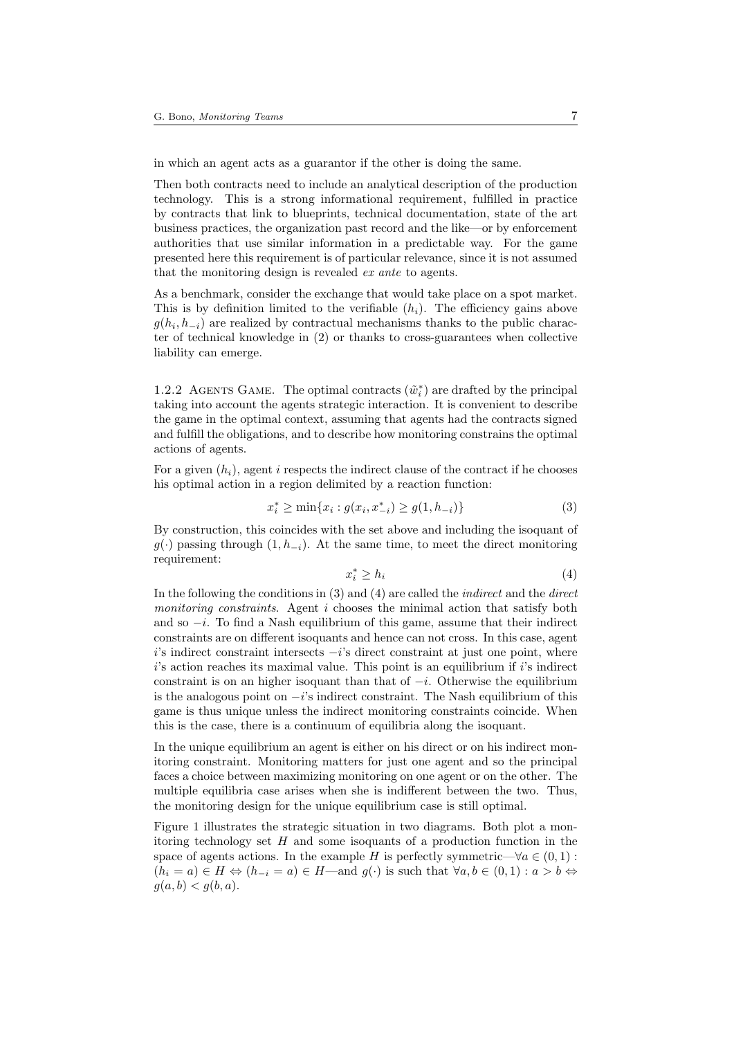in which an agent acts as a guarantor if the other is doing the same.

Then both contracts need to include an analytical description of the production technology. This is a strong informational requirement, fulfilled in practice by contracts that link to blueprints, technical documentation, state of the art business practices, the organization past record and the like—or by enforcement authorities that use similar information in a predictable way. For the game presented here this requirement is of particular relevance, since it is not assumed that the monitoring design is revealed *ex ante* to agents.

As a benchmark, consider the exchange that would take place on a spot market. This is by definition limited to the verifiable $(h_i)$. The efficiency gains above $g(h_i, h_{-i})$ are realized by contractual mechanisms thanks to the public character of technical knowledge in (2) or thanks to cross-guarantees when collective liability can emerge.

### 1.2.2 Agents Game.

The optimal contracts $(\tilde{w}_i^*)$ are drafted by the principal taking into account the agents strategic interaction. It is convenient to describe the game in the optimal context, assuming that agents had the contracts signed and fulfill the obligations, and to describe how monitoring constrains the optimal actions of agents.

For a given $(h_i)$, agent $i$ respects the indirect clause of the contract if he chooses his optimal action in a region delimited by a reaction function:

$$x_i^* \geq \min\{x_i : g(x_i, x_{-i}^*) \geq g(1, h_{-i})\} \tag{3}$$

By construction, this coincides with the set above and including the isoquant of $g(\cdot)$ passing through $(1, h_{-i})$. At the same time, to meet the direct monitoring requirement:

$$x_i^* \geq h_i \tag{4}$$

In the following the conditions in (3) and (4) are called the *indirect* and the *direct monitoring constraints*. Agent $i$ chooses the minimal action that satisfy both and so $-i$. To find a Nash equilibrium of this game, assume that their indirect constraints are on different isoquants and hence can not cross. In this case, agent $i$'s indirect constraint intersects $-i$'s direct constraint at just one point, where $i$'s action reaches its maximal value. This point is an equilibrium if $i$'s indirect constraint is on an higher isoquant than that of $-i$. Otherwise the equilibrium is the analogous point on $-i$'s indirect constraint. The Nash equilibrium of this game is thus unique unless the indirect monitoring constraints coincide. When this is the case, there is a continuum of equilibria along the isoquant.

In the unique equilibrium an agent is either on his direct or on his indirect monitoring constraint. Monitoring matters for just one agent and so the principal faces a choice between maximizing monitoring on one agent or on the other. The multiple equilibria case arises when she is indifferent between the two. Thus, the monitoring design for the unique equilibrium case is still optimal.

Figure 1 illustrates the strategic situation in two diagrams. Both plot a monitoring technology set $H$ and some isoquants of a production function in the space of agents actions. In the example $H$ is perfectly symmetric—$\forall a \in (0,1) : (h_i = a) \in H \Leftrightarrow (h_{-i} = a) \in H$—and $g(\cdot)$ is such that $\forall a, b \in (0,1) : a > b \Leftrightarrow g(a,b) < g(b,a)$.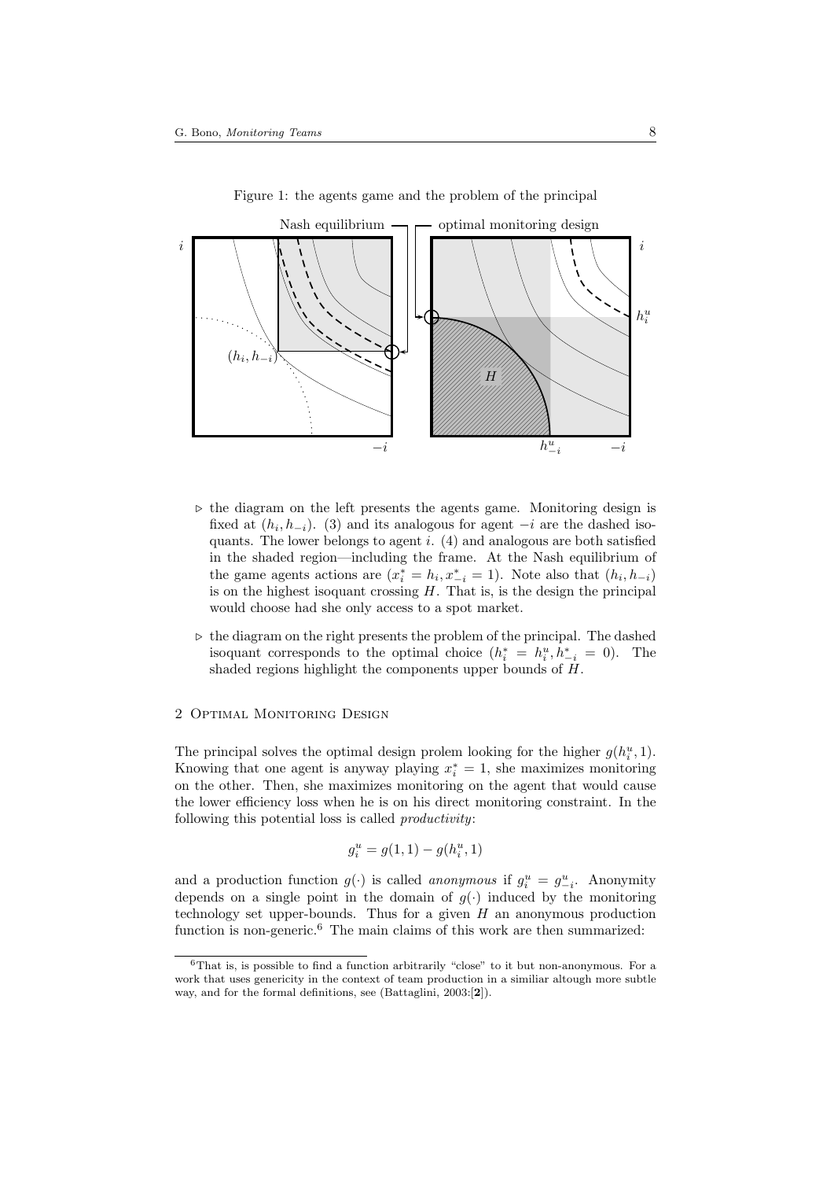Figure 1: the agents game and the problem of the principal

- the diagram on the left presents the agents game. Monitoring design is fixed at $(h_i, h_{-i})$. (3) and its analogous for agent $-i$ are the dashed isoquants. The lower belongs to agent $i$. (4) and analogous are both satisfied in the shaded region—including the frame. At the Nash equilibrium of the game agents actions are $(x_i^* = h_i, x_{-i}^* = 1)$. Note also that $(h_i, h_{-i})$ is on the highest isoquant crossing $H$. That is, is the design the principal would choose had she only access to a spot market.
- the diagram on the right presents the problem of the principal. The dashed isoquant corresponds to the optimal choice $(h_i^* = h_i^u, h_{-i}^* = 0)$. The shaded regions highlight the components upper bounds of $H$.

## 2 Optimal Monitoring Design

The principal solves the optimal design prolem looking for the higher $g(h_i^u, 1)$. Knowing that one agent is anyway playing $x_i^* = 1$, she maximizes monitoring on the other. Then, she maximizes monitoring on the agent that would cause the lower efficiency loss when he is on his direct monitoring constraint. In the following this potential loss is called *productivity*:

$$g_i^u = g(1, 1) - g(h_i^u, 1)$$

and a production function $g(\cdot)$ is called *anonymous* if $g_i^u = g_{-i}^u$. Anonymity depends on a single point in the domain of $g(\cdot)$ induced by the monitoring technology set upper-bounds. Thus for a given $H$ an anonymous production function is non-generic.[6] The main claims of this work are then summarized:

[6] That is, is possible to find a function arbitrarily "close" to it but non-anonymous. For a work that uses genericity in the context of team production in a similiar altough more subtle way, and for the formal definitions, see (Battaglini, 2003:[**2**]).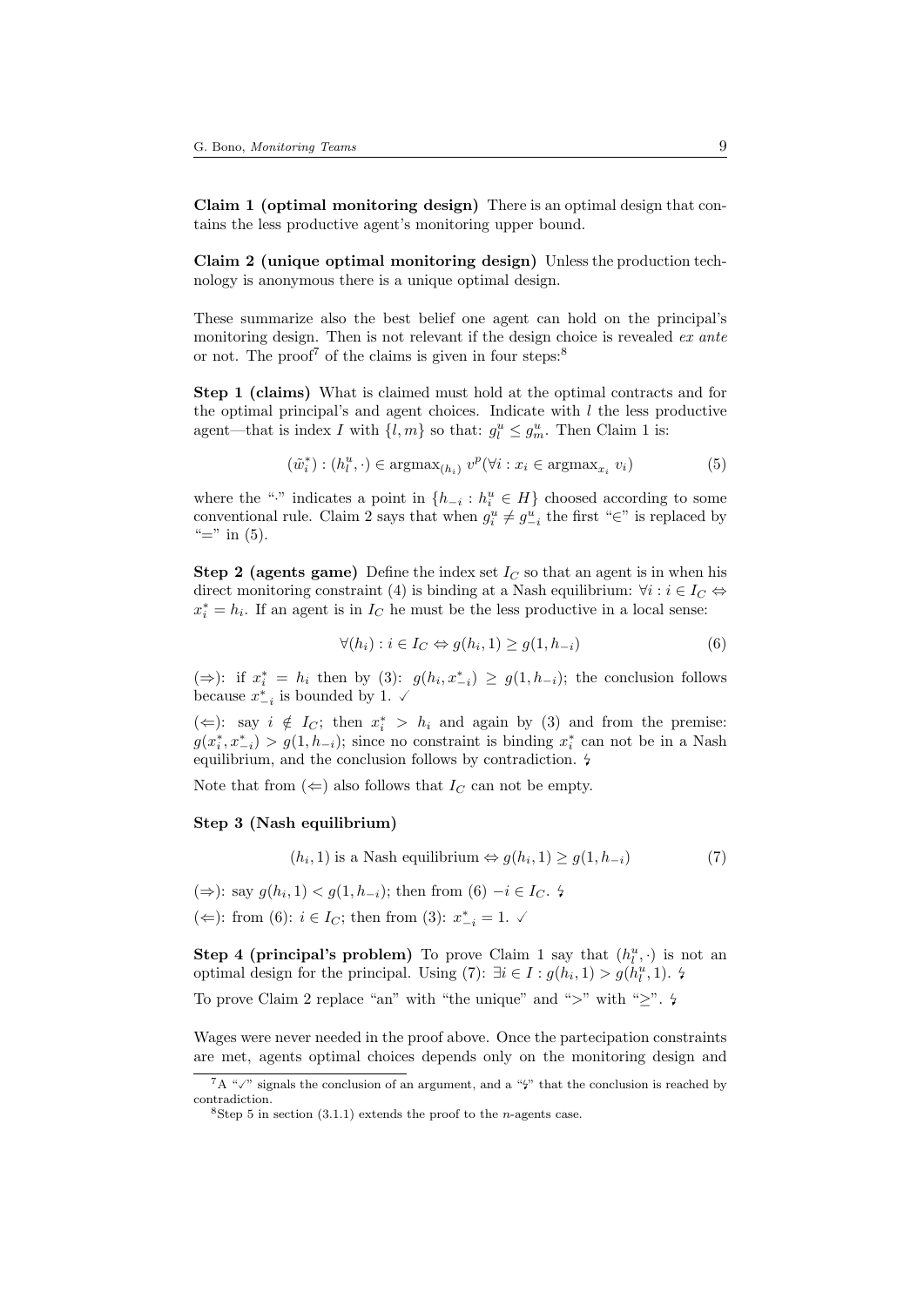**Claim 1 (optimal monitoring design)** There is an optimal design that contains the less productive agent's monitoring upper bound.

**Claim 2 (unique optimal monitoring design)** Unless the production technology is anonymous there is a unique optimal design.

These summarize also the best belief one agent can hold on the principal's monitoring design. Then is not relevant if the design choice is revealed *ex ante* or not. The proof[7] of the claims is given in four steps:[8]

**Step 1 (claims)** What is claimed must hold at the optimal contracts and for the optimal principal's and agent choices. Indicate with $l$ the less productive agent—that is index $I$ with $\{l, m\}$ so that: $g^u_l \leq g^u_m$. Then Claim 1 is:

$$(\tilde{w}^*_i) : (h^u_l, \cdot) \in \text{argmax}_{(h_i)}\ v^p(\forall i : x_i \in \text{argmax}_{x_i}\ v_i) \tag{5}$$

where the "$\cdot$" indicates a point in $\{h_{-i} : h^u_i \in H\}$ choosed according to some conventional rule. Claim 2 says that when $g^u_i \neq g^u_{-i}$ the first "$\in$" is replaced by "$=$" in (5).

**Step 2 (agents game)** Define the index set $I_C$ so that an agent is in when his direct monitoring constraint (4) is binding at a Nash equilibrium: $\forall i : i \in I_C \Leftrightarrow x^*_i = h_i$. If an agent is in $I_C$ he must be the less productive in a local sense:

$$\forall (h_i) : i \in I_C \Leftrightarrow g(h_i, 1) \geq g(1, h_{-i}) \tag{6}$$

($\Rightarrow$): if $x^*_i = h_i$ then by (3): $g(h_i, x^*_{-i}) \geq g(1, h_{-i})$; the conclusion follows because $x^*_{-i}$ is bounded by 1. ✓

($\Leftarrow$): say $i \notin I_C$; then $x^*_i > h_i$ and again by (3) and from the premise: $g(x^*_i, x^*_{-i}) > g(1, h_{-i})$; since no constraint is binding $x^*_i$ can not be in a Nash equilibrium, and the conclusion follows by contradiction. ↯

Note that from ($\Leftarrow$) also follows that $I_C$ can not be empty.

**Step 3 (Nash equilibrium)**

$$(h_i, 1) \text{ is a Nash equilibrium} \Leftrightarrow g(h_i, 1) \geq g(1, h_{-i}) \tag{7}$$

($\Rightarrow$): say $g(h_i, 1) < g(1, h_{-i})$; then from (6) $-i \in I_C$. ↯

($\Leftarrow$): from (6): $i \in I_C$; then from (3): $x^*_{-i} = 1$. ✓

**Step 4 (principal's problem)** To prove Claim 1 say that $(h^u_l, \cdot)$ is not an optimal design for the principal. Using (7): $\exists i \in I : g(h_i, 1) > g(h^u_l, 1)$. ↯

To prove Claim 2 replace "an" with "the unique" and "$>$" with "$\geq$". ↯

Wages were never needed in the proof above. Once the partecipation constraints are met, agents optimal choices depends only on the monitoring design and

[7] A "✓" signals the conclusion of an argument, and a "↯" that the conclusion is reached by contradiction.

[8] Step 5 in section (3.1.1) extends the proof to the $n$-agents case.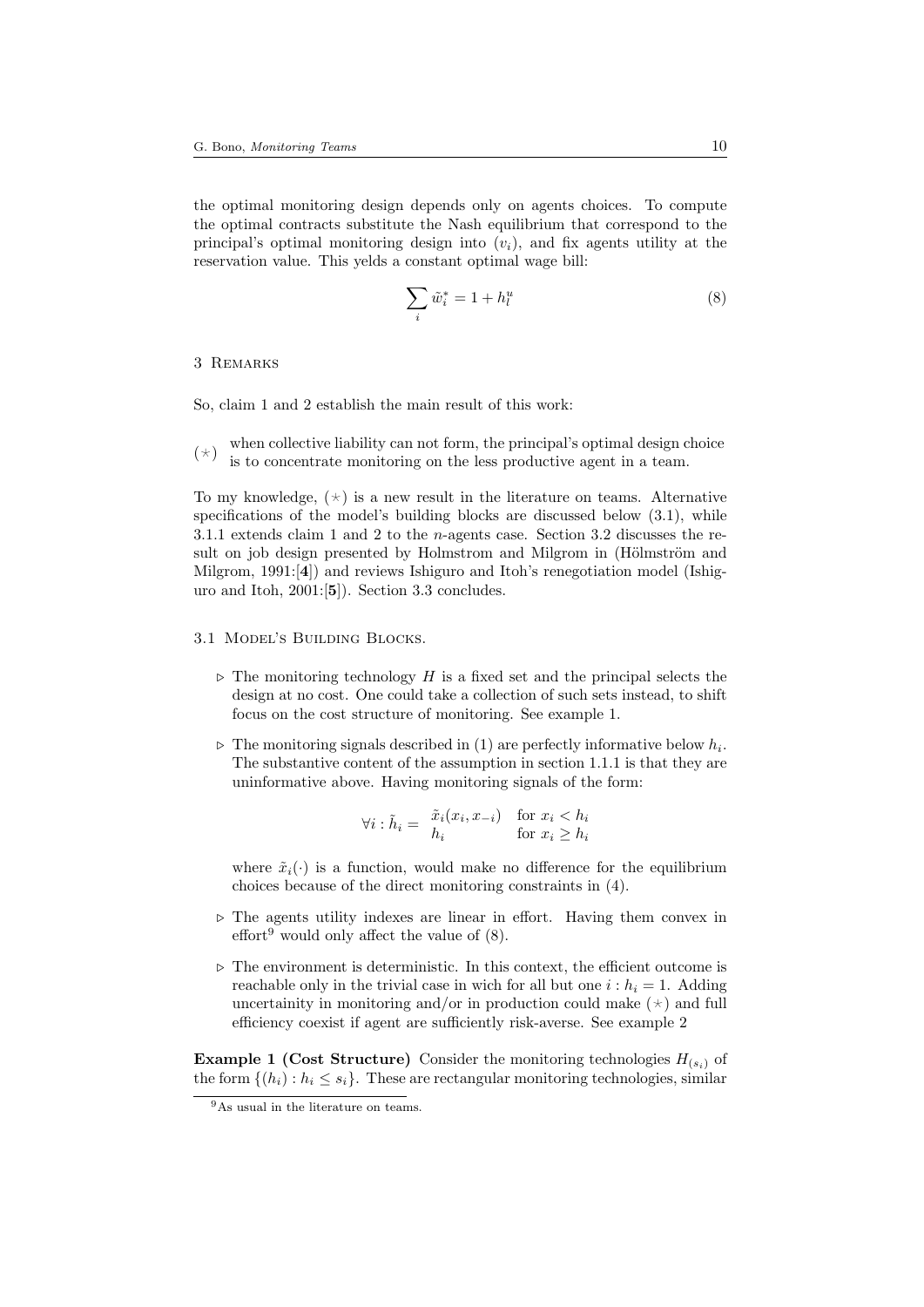the optimal monitoring design depends only on agents choices. To compute the optimal contracts substitute the Nash equilibrium that correspond to the principal's optimal monitoring design into $(v_i)$, and fix agents utility at the reservation value. This yelds a constant optimal wage bill:

$$\sum_i \tilde{w}_i^* = 1 + h_l^u \tag{8}$$

## 3 Remarks

So, claim 1 and 2 establish the main result of this work:

($\star$) when collective liability can not form, the principal's optimal design choice is to concentrate monitoring on the less productive agent in a team.

To my knowledge, ($\star$) is a new result in the literature on teams. Alternative specifications of the model's building blocks are discussed below (3.1), while 3.1.1 extends claim 1 and 2 to the $n$-agents case. Section 3.2 discusses the result on job design presented by Holmstrom and Milgrom in (Hölmström and Milgrom, 1991:[**4**]) and reviews Ishiguro and Itoh's renegotiation model (Ishiguro and Itoh, 2001:[**5**]). Section 3.3 concludes.

### 3.1 Model's Building Blocks.

- ▷ The monitoring technology $H$ is a fixed set and the principal selects the design at no cost. One could take a collection of such sets instead, to shift focus on the cost structure of monitoring. See example 1.
- ▷ The monitoring signals described in (1) are perfectly informative below $h_i$. The substantive content of the assumption in section 1.1.1 is that they are uninformative above. Having monitoring signals of the form:

  $$\forall i : \tilde{h}_i = \begin{array}{ll} \tilde{x}_i(x_i, x_{-i}) & \text{for } x_i < h_i \\ h_i & \text{for } x_i \geq h_i \end{array}$$

  where $\tilde{x}_i(\cdot)$ is a function, would make no difference for the equilibrium choices because of the direct monitoring constraints in (4).
- ▷ The agents utility indexes are linear in effort. Having them convex in effort[9] would only affect the value of (8).
- ▷ The environment is deterministic. In this context, the efficient outcome is reachable only in the trivial case in wich for all but one $i : h_i = 1$. Adding uncertainity in monitoring and/or in production could make ($\star$) and full efficiency coexist if agent are sufficiently risk-averse. See example 2

**Example 1 (Cost Structure)** Consider the monitoring technologies $H_{(s_i)}$ of the form $\{(h_i) : h_i \leq s_i\}$. These are rectangular monitoring technologies, similar

[9] As usual in the literature on teams.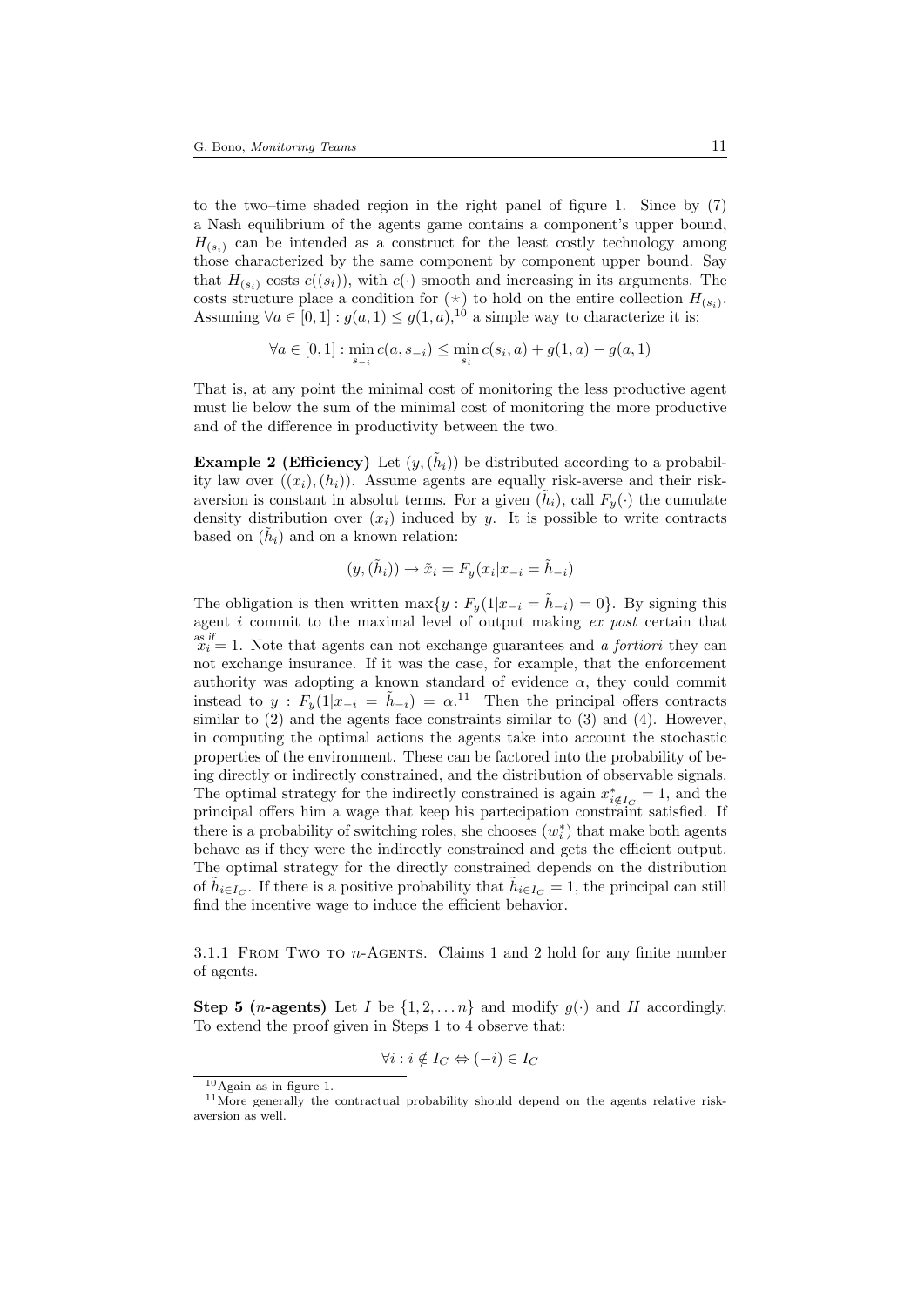to the two–time shaded region in the right panel of figure 1. Since by (7) a Nash equilibrium of the agents game contains a component's upper bound, $H_{(s_i)}$ can be intended as a construct for the least costly technology among those characterized by the same component by component upper bound. Say that $H_{(s_i)}$ costs $c((s_i))$, with $c(\cdot)$ smooth and increasing in its arguments. The costs structure place a condition for $(\star)$ to hold on the entire collection $H_{(s_i)}$. Assuming $\forall a \in [0,1] : g(a,1) \leq g(1,a)$,[10] a simple way to characterize it is:

$$\forall a \in [0,1] : \min_{s_{-i}} c(a, s_{-i}) \leq \min_{s_i} c(s_i, a) + g(1,a) - g(a,1)$$

That is, at any point the minimal cost of monitoring the less productive agent must lie below the sum of the minimal cost of monitoring the more productive and of the difference in productivity between the two.

**Example 2 (Efficiency)** Let $(y, (\tilde{h}_i))$ be distributed according to a probability law over $((x_i),(h_i))$. Assume agents are equally risk-averse and their risk-aversion is constant in absolut terms. For a given $(\tilde{h}_i)$, call $F_y(\cdot)$ the cumulate density distribution over $(x_i)$ induced by $y$. It is possible to write contracts based on $(\tilde{h}_i)$ and on a known relation:

$$(y, (\tilde{h}_i)) \rightarrow \tilde{x}_i = F_y(x_i | x_{-i} = \tilde{h}_{-i})$$

The obligation is then written $\max\{y : F_y(1|x_{-i} = \tilde{h}_{-i}) = 0\}$. By signing this agent $i$ commit to the maximal level of output making *ex post* certain that $x_i \overset{\text{as if}}{=} 1$. Note that agents can not exchange guarantees and *a fortiori* they can not exchange insurance. If it was the case, for example, that the enforcement authority was adopting a known standard of evidence $\alpha$, they could commit instead to $y : F_y(1|x_{-i} = \tilde{h}_{-i}) = \alpha$.[11] Then the principal offers contracts similar to (2) and the agents face constraints similar to (3) and (4). However, in computing the optimal actions the agents take into account the stochastic properties of the environment. These can be factored into the probability of being directly or indirectly constrained, and the distribution of observable signals. The optimal strategy for the indirectly constrained is again $x^*_{i \notin I_C} = 1$, and the principal offers him a wage that keep his partecipation constraint satisfied. If there is a probability of switching roles, she chooses $(w^*_i)$ that make both agents behave as if they were the indirectly constrained and gets the efficient output. The optimal strategy for the directly constrained depends on the distribution of $\tilde{h}_{i \in I_C}$. If there is a positive probability that $\tilde{h}_{i \in I_C} = 1$, the principal can still find the incentive wage to induce the efficient behavior.

3.1.1 From Two to $n$-Agents. Claims 1 and 2 hold for any finite number of agents.

**Step 5 ($n$-agents)** Let $I$ be $\{1, 2, \ldots n\}$ and modify $g(\cdot)$ and $H$ accordingly. To extend the proof given in Steps 1 to 4 observe that:

$$\forall i : i \notin I_C \Leftrightarrow (-i) \in I_C$$

[10] Again as in figure 1.

[11] More generally the contractual probability should depend on the agents relative risk-aversion as well.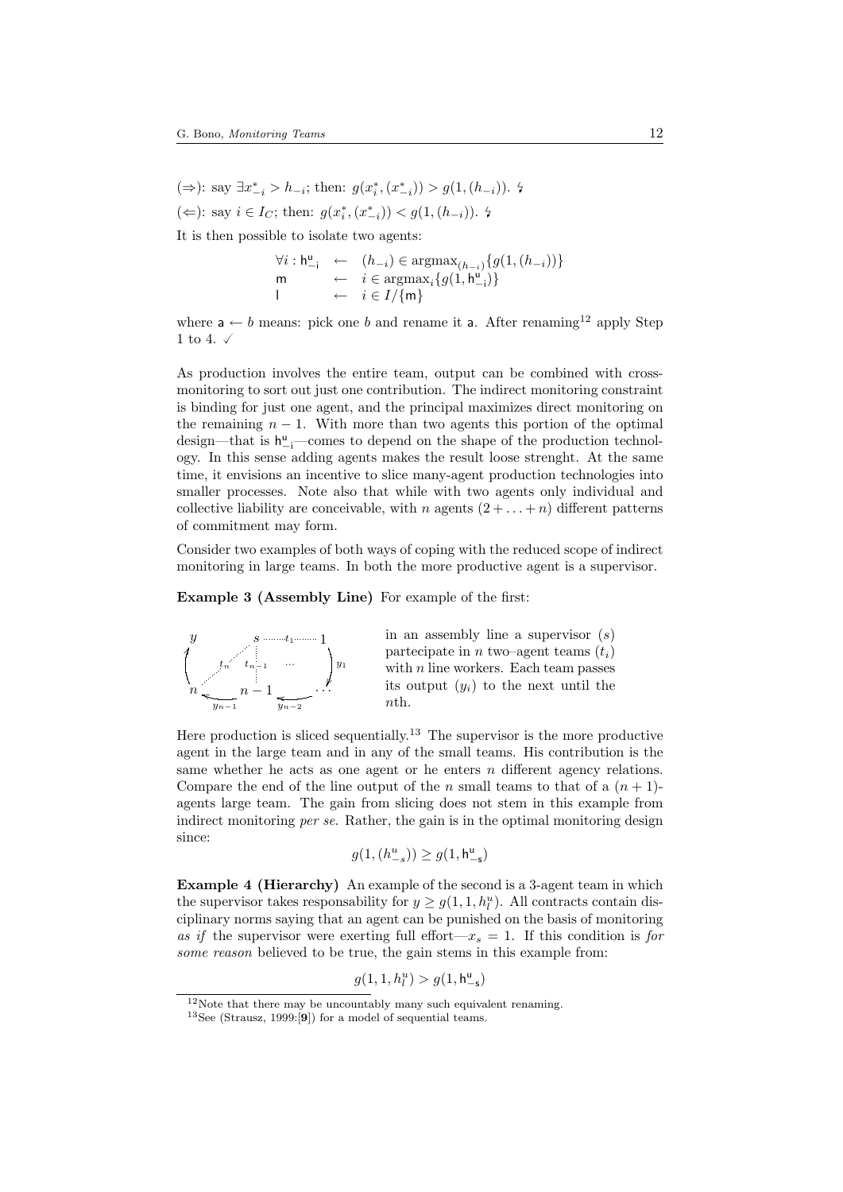(⇒): say $\exists x^*_{-i} > h_{-i}$; then: $g(x^*_i, (x^*_{-i})) > g(1, (h_{-i}))$. ↯

(⇐): say $i \in I_C$; then: $g(x^*_i, (x^*_{-i})) < g(1, (h_{-i}))$. ↯

It is then possible to isolate two agents:

$$
\begin{array}{lll}
\forall i : \mathsf{h}^{\mathsf{u}}_{-\mathsf{i}} & \leftarrow & (h_{-i}) \in \text{argmax}_{(h_{-i})}\{g(1, (h_{-i}))\} \\
\mathsf{m} & \leftarrow & i \in \text{argmax}_i\{g(1, \mathsf{h}^{\mathsf{u}}_{-\mathsf{i}})\} \\
\mathsf{l} & \leftarrow & i \in I/\{\mathsf{m}\}
\end{array}
$$

where $\mathsf{a} \leftarrow b$ means: pick one $b$ and rename it $\mathsf{a}$. After renaming[12] apply Step 1 to 4. ✓

As production involves the entire team, output can be combined with cross-monitoring to sort out just one contribution. The indirect monitoring constraint is binding for just one agent, and the principal maximizes direct monitoring on the remaining $n-1$. With more than two agents this portion of the optimal design—that is $\mathsf{h}^{\mathsf{u}}_{-\mathsf{i}}$—comes to depend on the shape of the production technology. In this sense adding agents makes the result loose strenght. At the same time, it envisions an incentive to slice many-agent production technologies into smaller processes. Note also that while with two agents only individual and collective liability are conceivable, with $n$ agents $(2 + \ldots + n)$ different patterns of commitment may form.

Consider two examples of both ways of coping with the reduced scope of indirect monitoring in large teams. In both the more productive agent is a supervisor.

**Example 3 (Assembly Line)** For example of the first:

in an assembly line a supervisor ($s$) partecipate in $n$ two–agent teams ($t_i$) with $n$ line workers. Each team passes its output ($y_i$) to the next until the $n$th.

Here production is sliced sequentially.[13] The supervisor is the more productive agent in the large team and in any of the small teams. His contribution is the same whether he acts as one agent or he enters $n$ different agency relations. Compare the end of the line output of the $n$ small teams to that of a $(n+1)$-agents large team. The gain from slicing does not stem in this example from indirect monitoring *per se*. Rather, the gain is in the optimal monitoring design since:

$$g(1, (h^u_{-s})) \geq g(1, \mathsf{h}^{\mathsf{u}}_{-\mathsf{s}})$$

**Example 4 (Hierarchy)** An example of the second is a 3-agent team in which the supervisor takes responsability for $y \geq g(1, 1, h^u_l)$. All contracts contain disciplinary norms saying that an agent can be punished on the basis of monitoring *as if* the supervisor were exerting full effort—$x_s = 1$. If this condition is *for some reason* believed to be true, the gain stems in this example from:

$$g(1, 1, h^u_l) > g(1, \mathsf{h}^{\mathsf{u}}_{-\mathsf{s}})$$

[12] Note that there may be uncountably many such equivalent renaming.

[13] See (Strausz, 1999:[**9**]) for a model of sequential teams.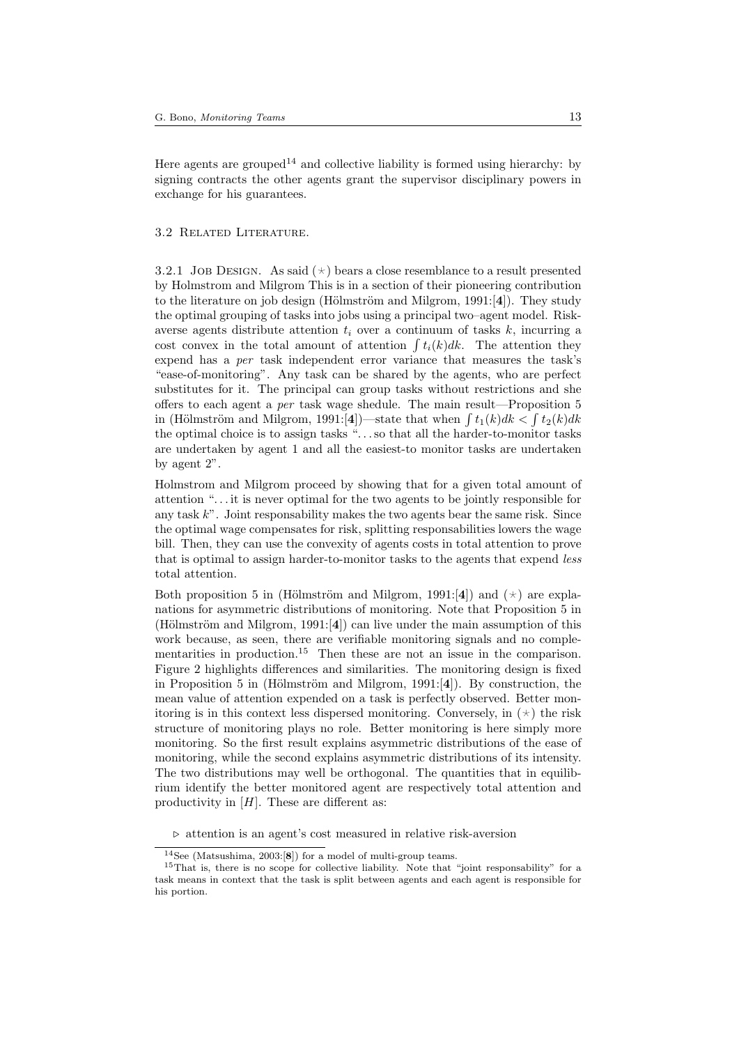Here agents are grouped[14] and collective liability is formed using hierarchy: by signing contracts the other agents grant the supervisor disciplinary powers in exchange for his guarantees.

### 3.2 Related Literature.

3.2.1 Job Design. As said $(\star)$ bears a close resemblance to a result presented by Holmstrom and Milgrom This is in a section of their pioneering contribution to the literature on job design (Hölmström and Milgrom, 1991:[**4**]). They study the optimal grouping of tasks into jobs using a principal two–agent model. Risk-averse agents distribute attention $t_i$ over a continuum of tasks $k$, incurring a cost convex in the total amount of attention $\int t_i(k)dk$. The attention they expend has a *per* task independent error variance that measures the task's "ease-of-monitoring". Any task can be shared by the agents, who are perfect substitutes for it. The principal can group tasks without restrictions and she offers to each agent a *per* task wage shedule. The main result—Proposition 5 in (Hölmström and Milgrom, 1991:[**4**])—state that when $\int t_1(k)dk < \int t_2(k)dk$ the optimal choice is to assign tasks "...so that all the harder-to-monitor tasks are undertaken by agent 1 and all the easiest-to monitor tasks are undertaken by agent 2".

Holmstrom and Milgrom proceed by showing that for a given total amount of attention "...it is never optimal for the two agents to be jointly responsible for any task $k$". Joint responsability makes the two agents bear the same risk. Since the optimal wage compensates for risk, splitting responsabilities lowers the wage bill. Then, they can use the convexity of agents costs in total attention to prove that is optimal to assign harder-to-monitor tasks to the agents that expend *less* total attention.

Both proposition 5 in (Hölmström and Milgrom, 1991:[**4**]) and $(\star)$ are explanations for asymmetric distributions of monitoring. Note that Proposition 5 in (Hölmström and Milgrom, 1991:[**4**]) can live under the main assumption of this work because, as seen, there are verifiable monitoring signals and no complementarities in production.[15] Then these are not an issue in the comparison. Figure 2 highlights differences and similarities. The monitoring design is fixed in Proposition 5 in (Hölmström and Milgrom, 1991:[**4**]). By construction, the mean value of attention expended on a task is perfectly observed. Better monitoring is in this context less dispersed monitoring. Conversely, in $(\star)$ the risk structure of monitoring plays no role. Better monitoring is here simply more monitoring. So the first result explains asymmetric distributions of the ease of monitoring, while the second explains asymmetric distributions of its intensity. The two distributions may well be orthogonal. The quantities that in equilibrium identify the better monitored agent are respectively total attention and productivity in $[H]$. These are different as:

▷ attention is an agent's cost measured in relative risk-aversion

[14] See (Matsushima, 2003:[**8**]) for a model of multi-group teams.

[15] That is, there is no scope for collective liability. Note that "joint responsability" for a task means in context that the task is split between agents and each agent is responsible for his portion.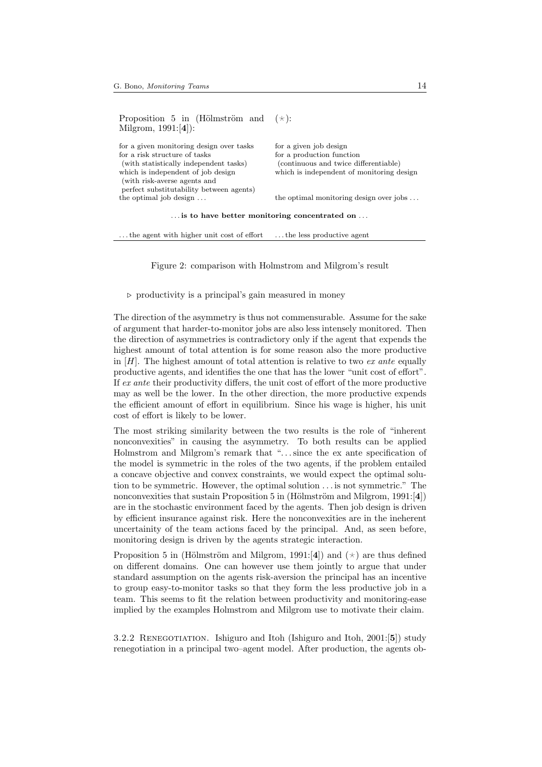| Proposition 5 in (Hölmström and Milgrom, 1991:[**4**]): | ($\star$): |
|---|---|
| for a given monitoring design over tasks<br>for a risk structure of tasks<br>(with statistically independent tasks)<br>which is independent of job design<br>(with risk-averse agents and<br>perfect substitutability between agents)<br>the optimal job design ... | for a given job design<br>for a production function<br>(continuous and twice differentiable)<br>which is independent of monitoring design<br><br><br>the optimal monitoring design over jobs ... |
| ... **is to have better monitoring concentrated on** ... | |
| ... the agent with higher unit cost of effort | ... the less productive agent |

Figure 2: comparison with Holmstrom and Milgrom's result

$\triangleright$ productivity is a principal's gain measured in money

The direction of the asymmetry is thus not commensurable. Assume for the sake of argument that harder-to-monitor jobs are also less intensely monitored. Then the direction of asymmetries is contradictory only if the agent that expends the highest amount of total attention is for some reason also the more productive in [*H*]. The highest amount of total attention is relative to two *ex ante* equally productive agents, and identifies the one that has the lower "unit cost of effort". If *ex ante* their productivity differs, the unit cost of effort of the more productive may as well be the lower. In the other direction, the more productive expends the efficient amount of effort in equilibrium. Since his wage is higher, his unit cost of effort is likely to be lower.

The most striking similarity between the two results is the role of "inherent nonconvexities" in causing the asymmetry. To both results can be applied Holmstrom and Milgrom's remark that "... since the ex ante specification of the model is symmetric in the roles of the two agents, if the problem entailed a concave objective and convex constraints, we would expect the optimal solution to be symmetric. However, the optimal solution ... is not symmetric." The nonconvexities that sustain Proposition 5 in (Hölmström and Milgrom, 1991:[**4**]) are in the stochastic environment faced by the agents. Then job design is driven by efficient insurance against risk. Here the nonconvexities are in the ineherent uncertainity of the team actions faced by the principal. And, as seen before, monitoring design is driven by the agents strategic interaction.

Proposition 5 in (Hölmström and Milgrom, 1991:[**4**]) and ($\star$) are thus defined on different domains. One can however use them jointly to argue that under standard assumption on the agents risk-aversion the principal has an incentive to group easy-to-monitor tasks so that they form the less productive job in a team. This seems to fit the relation between productivity and monitoring-ease implied by the examples Holmstrom and Milgrom use to motivate their claim.

3.2.2 Renegotiation. Ishiguro and Itoh (Ishiguro and Itoh, 2001:[**5**]) study renegotiation in a principal two–agent model. After production, the agents ob-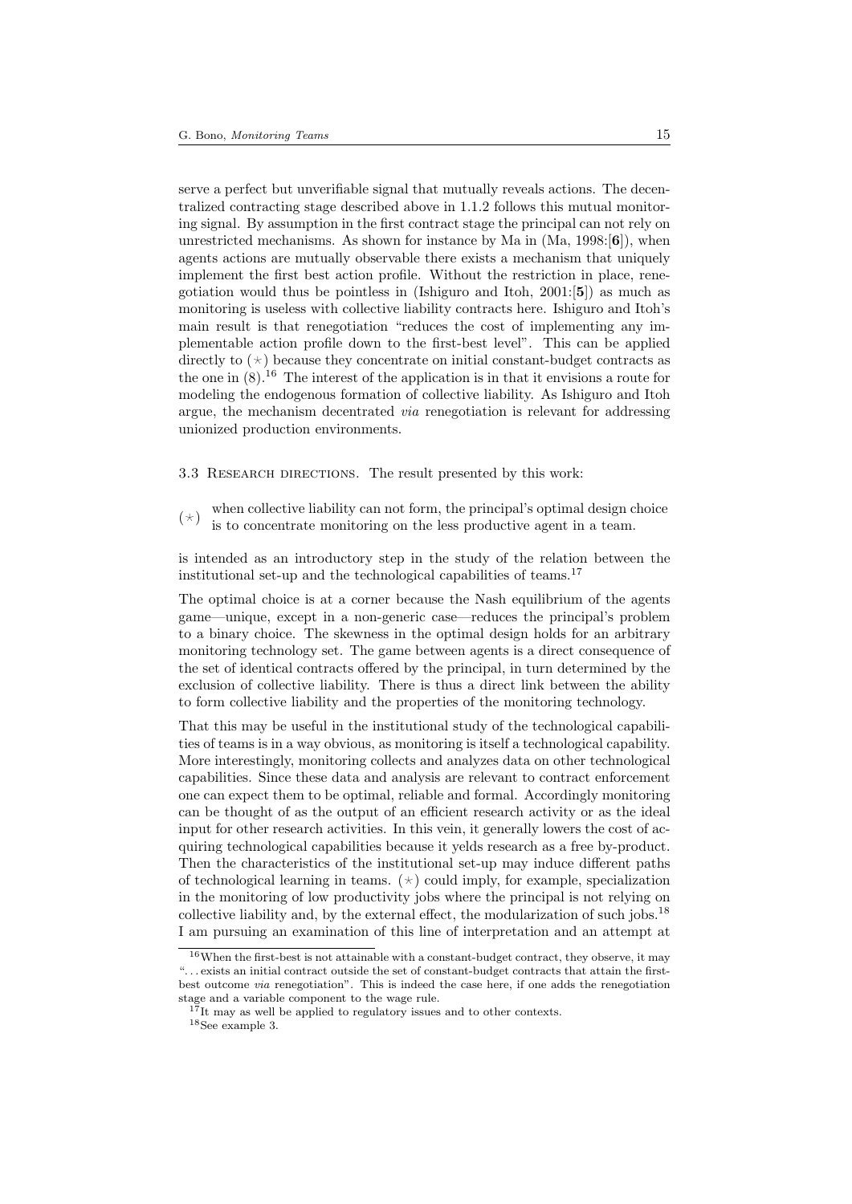serve a perfect but unverifiable signal that mutually reveals actions. The decentralized contracting stage described above in 1.1.2 follows this mutual monitoring signal. By assumption in the first contract stage the principal can not rely on unrestricted mechanisms. As shown for instance by Ma in (Ma, 1998:[**6**]), when agents actions are mutually observable there exists a mechanism that uniquely implement the first best action profile. Without the restriction in place, renegotiation would thus be pointless in (Ishiguro and Itoh, 2001:[**5**]) as much as monitoring is useless with collective liability contracts here. Ishiguro and Itoh's main result is that renegotiation "reduces the cost of implementing any implementable action profile down to the first-best level". This can be applied directly to $(\star)$ because they concentrate on initial constant-budget contracts as the one in (8).[16] The interest of the application is in that it envisions a route for modeling the endogenous formation of collective liability. As Ishiguro and Itoh argue, the mechanism decentrated *via* renegotiation is relevant for addressing unionized production environments.

3.3 Research directions. The result presented by this work:

$(\star)$ when collective liability can not form, the principal's optimal design choice is to concentrate monitoring on the less productive agent in a team.

is intended as an introductory step in the study of the relation between the institutional set-up and the technological capabilities of teams.[17]

The optimal choice is at a corner because the Nash equilibrium of the agents game—unique, except in a non-generic case—reduces the principal's problem to a binary choice. The skewness in the optimal design holds for an arbitrary monitoring technology set. The game between agents is a direct consequence of the set of identical contracts offered by the principal, in turn determined by the exclusion of collective liability. There is thus a direct link between the ability to form collective liability and the properties of the monitoring technology.

That this may be useful in the institutional study of the technological capabilities of teams is in a way obvious, as monitoring is itself a technological capability. More interestingly, monitoring collects and analyzes data on other technological capabilities. Since these data and analysis are relevant to contract enforcement one can expect them to be optimal, reliable and formal. Accordingly monitoring can be thought of as the output of an efficient research activity or as the ideal input for other research activities. In this vein, it generally lowers the cost of acquiring technological capabilities because it yelds research as a free by-product. Then the characteristics of the institutional set-up may induce different paths of technological learning in teams. $(\star)$ could imply, for example, specialization in the monitoring of low productivity jobs where the principal is not relying on collective liability and, by the external effect, the modularization of such jobs.[18] I am pursuing an examination of this line of interpretation and an attempt at

---

[16] When the first-best is not attainable with a constant-budget contract, they observe, it may "... exists an initial contract outside the set of constant-budget contracts that attain the first-best outcome *via* renegotiation". This is indeed the case here, if one adds the renegotiation stage and a variable component to the wage rule.

[17] It may as well be applied to regulatory issues and to other contexts.

[18] See example 3.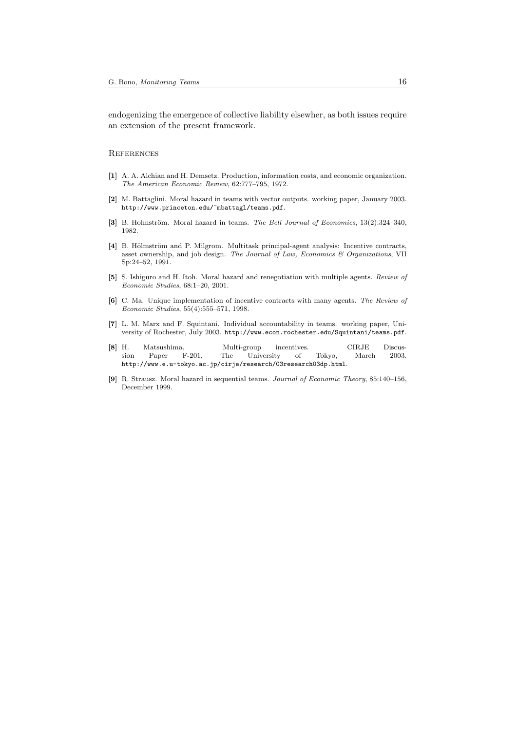endogenizing the emergence of collective liability elsewher, as both issues require an extension of the present framework.

## References

[1] A. A. Alchian and H. Demsetz. Production, information costs, and economic organization. *The American Economic Review*, 62:777–795, 1972.

[2] M. Battaglini. Moral hazard in teams with vector outputs. working paper, January 2003. http://www.princeton.edu/~mbattagl/teams.pdf.

[3] B. Holmström. Moral hazard in teams. *The Bell Journal of Economics*, 13(2):324–340, 1982.

[4] B. Hölmström and P. Milgrom. Multitask principal-agent analysis: Incentive contracts, asset ownership, and job design. *The Journal of Law, Economics & Organizations*, VII Sp:24–52, 1991.

[5] S. Ishiguro and H. Itoh. Moral hazard and renegotiation with multiple agents. *Review of Economic Studies*, 68:1–20, 2001.

[6] C. Ma. Unique implementation of incentive contracts with many agents. *The Review of Economic Studies*, 55(4):555–571, 1998.

[7] L. M. Marx and F. Squintani. Individual accountability in teams. working paper, University of Rochester, July 2003. http://www.econ.rochester.edu/Squintani/teams.pdf.

[8] H. Matsushima. Multi-group incentives. CIRJE Discussion Paper F-201, The University of Tokyo, March 2003. http://www.e.u-tokyo.ac.jp/cirje/research/03research03dp.html.

[9] R. Strausz. Moral hazard in sequential teams. *Journal of Economic Theory*, 85:140–156, December 1999.